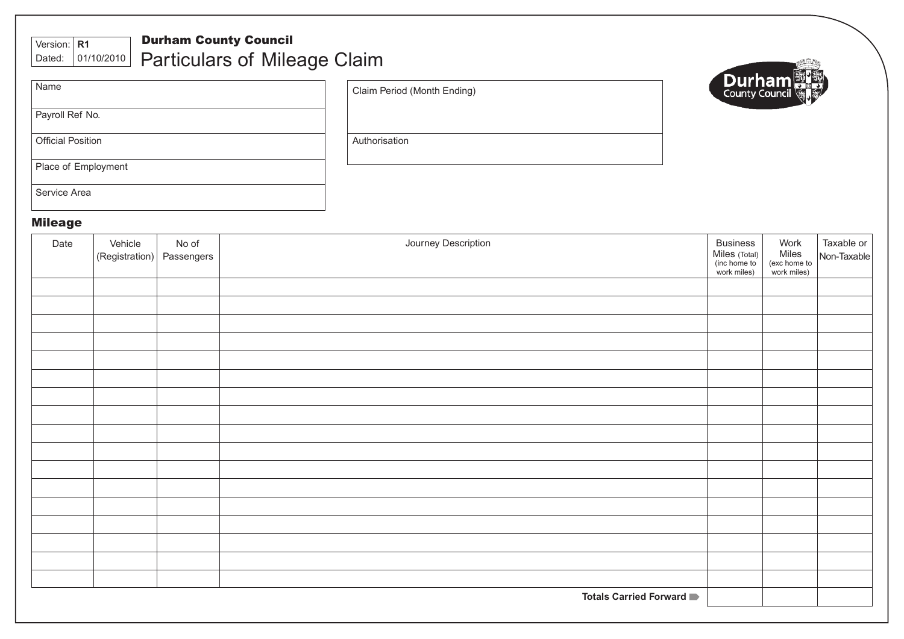| Version: | R1 |
|---|---|
| Dated: | 01/10/2010 |

**Durham County Council**

# Particulars of Mileage Claim

| Name | |
|---|---|
| Payroll Ref No. | |
| Official Position | |
| Place of Employment | |
| Service Area | |

| Claim Period (Month Ending) | |
|---|---|
| Authorisation | |

## Mileage

| Date | Vehicle (Registration) | No of Passengers | Journey Description | Business Miles (Total) (inc home to work miles) | Work Miles (exc home to work miles) | Taxable or Non-Taxable |
|---|---|---|---|---|---|---|
| | | | | | | |
| | | | | | | |
| | | | | | | |
| | | | | | | |
| | | | | | | |
| | | | | | | |
| | | | | | | |
| | | | | | | |
| | | | | | | |
| | | | | | | |
| | | | | | | |
| | | | | | | |
| | | | | | | |
| | | | | | | |
| | | | | | | |
| | | | | | | |
| | | | | | | |
| | | | **Totals Carried Forward** | | | |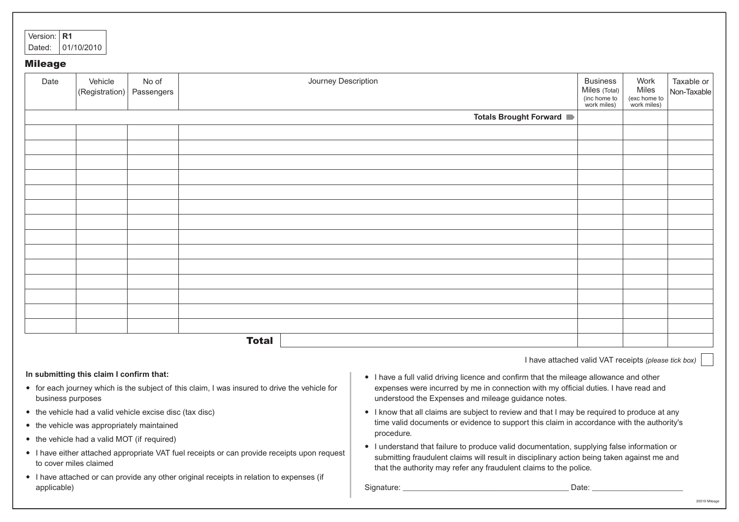| Version: | **R1** |
|---|---|
| Dated: | 01/10/2010 |

## Mileage

| Date | Vehicle (Registration) | No of Passengers | Journey Description | Business Miles (Total) (inc home to work miles) | Work Miles (exc home to work miles) | Taxable or Non-Taxable |
|---|---|---|---|---|---|---|
| | | | **Totals Brought Forward** | | | |
| | | | | | | |
| | | | | | | |
| | | | | | | |
| | | | | | | |
| | | | | | | |
| | | | | | | |
| | | | | | | |
| | | | | | | |
| | | | | | | |
| | | | | | | |
| | | | | | | |
| | | | | | | |
| | | | | | | |
| | | | | | | |
| | | | **Total** | | | |

I have attached valid VAT receipts *(please tick box)* ☐

**In submitting this claim I confirm that:**

- for each journey which is the subject of this claim, I was insured to drive the vehicle for business purposes
- the vehicle had a valid vehicle excise disc (tax disc)
- the vehicle was appropriately maintained
- the vehicle had a valid MOT (if required)
- I have either attached appropriate VAT fuel receipts or can provide receipts upon request to cover miles claimed
- I have attached or can provide any other original receipts in relation to expenses (if applicable)
- I have a full valid driving licence and confirm that the mileage allowance and other expenses were incurred by me in connection with my official duties. I have read and understood the Expenses and mileage guidance notes.
- I know that all claims are subject to review and that I may be required to produce at any time valid documents or evidence to support this claim in accordance with the authority's procedure.
- I understand that failure to produce valid documentation, supplying false information or submitting fraudulent claims will result in disciplinary action being taken against me and that the authority may refer any fraudulent claims to the police.

Signature: ______________________________ Date: ____________________

20319 Mileage